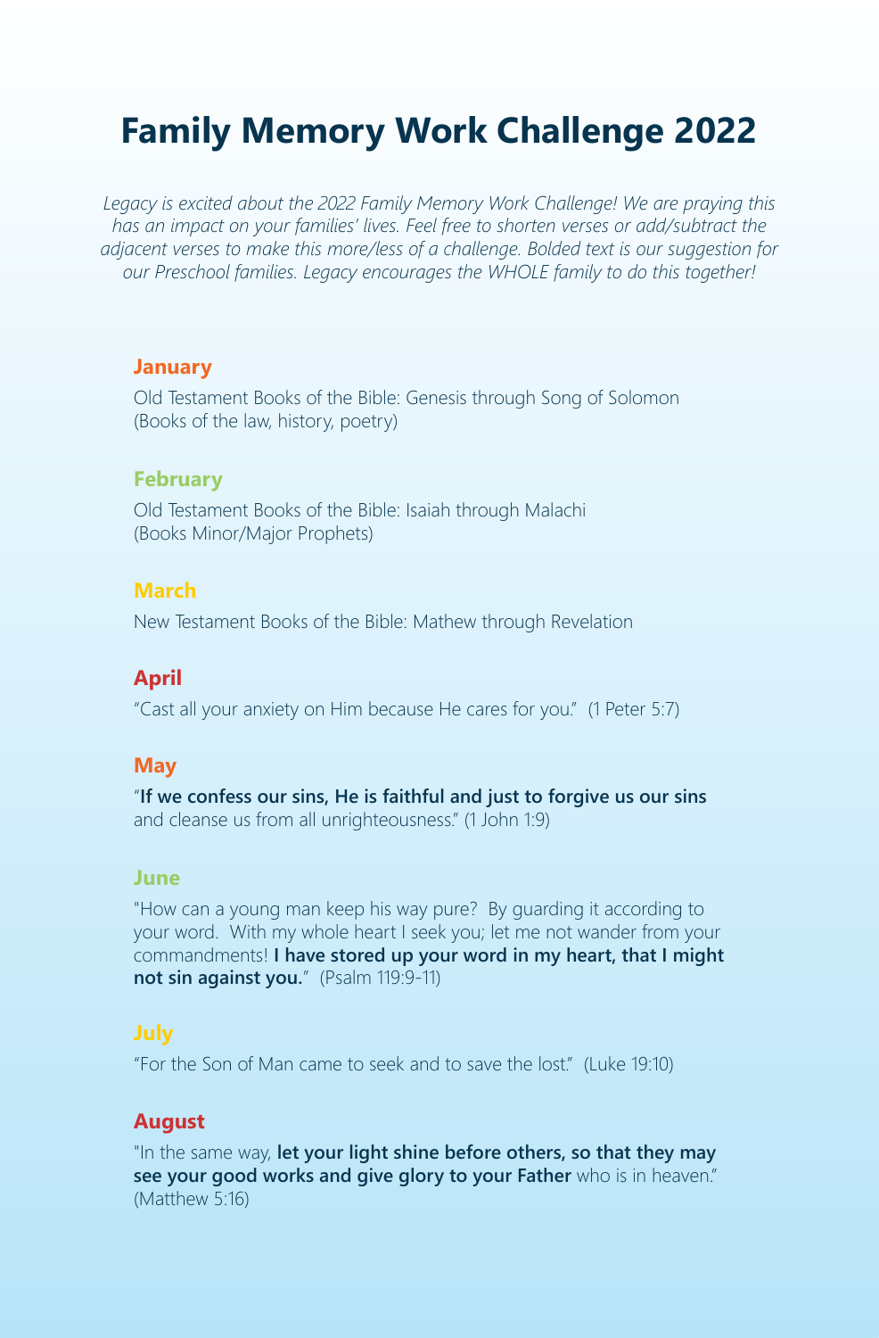# Family Memory Work Challenge 2022

*Legacy is excited about the 2022 Family Memory Work Challenge! We are praying this has an impact on your families' lives. Feel free to shorten verses or add/subtract the adjacent verses to make this more/less of a challenge. Bolded text is our suggestion for our Preschool families. Legacy encourages the WHOLE family to do this together!*

## January

Old Testament Books of the Bible: Genesis through Song of Solomon
(Books of the law, history, poetry)

## February

Old Testament Books of the Bible: Isaiah through Malachi
(Books Minor/Major Prophets)

## March

New Testament Books of the Bible: Mathew through Revelation

## April

"Cast all your anxiety on Him because He cares for you." (1 Peter 5:7)

## May

"**If we confess our sins, He is faithful and just to forgive us our sins** and cleanse us from all unrighteousness." (1 John 1:9)

## June

"How can a young man keep his way pure? By guarding it according to your word. With my whole heart I seek you; let me not wander from your commandments! **I have stored up your word in my heart, that I might not sin against you.**" (Psalm 119:9-11)

## July

"For the Son of Man came to seek and to save the lost." (Luke 19:10)

## August

"In the same way, **let your light shine before others, so that they may see your good works and give glory to your Father** who is in heaven." (Matthew 5:16)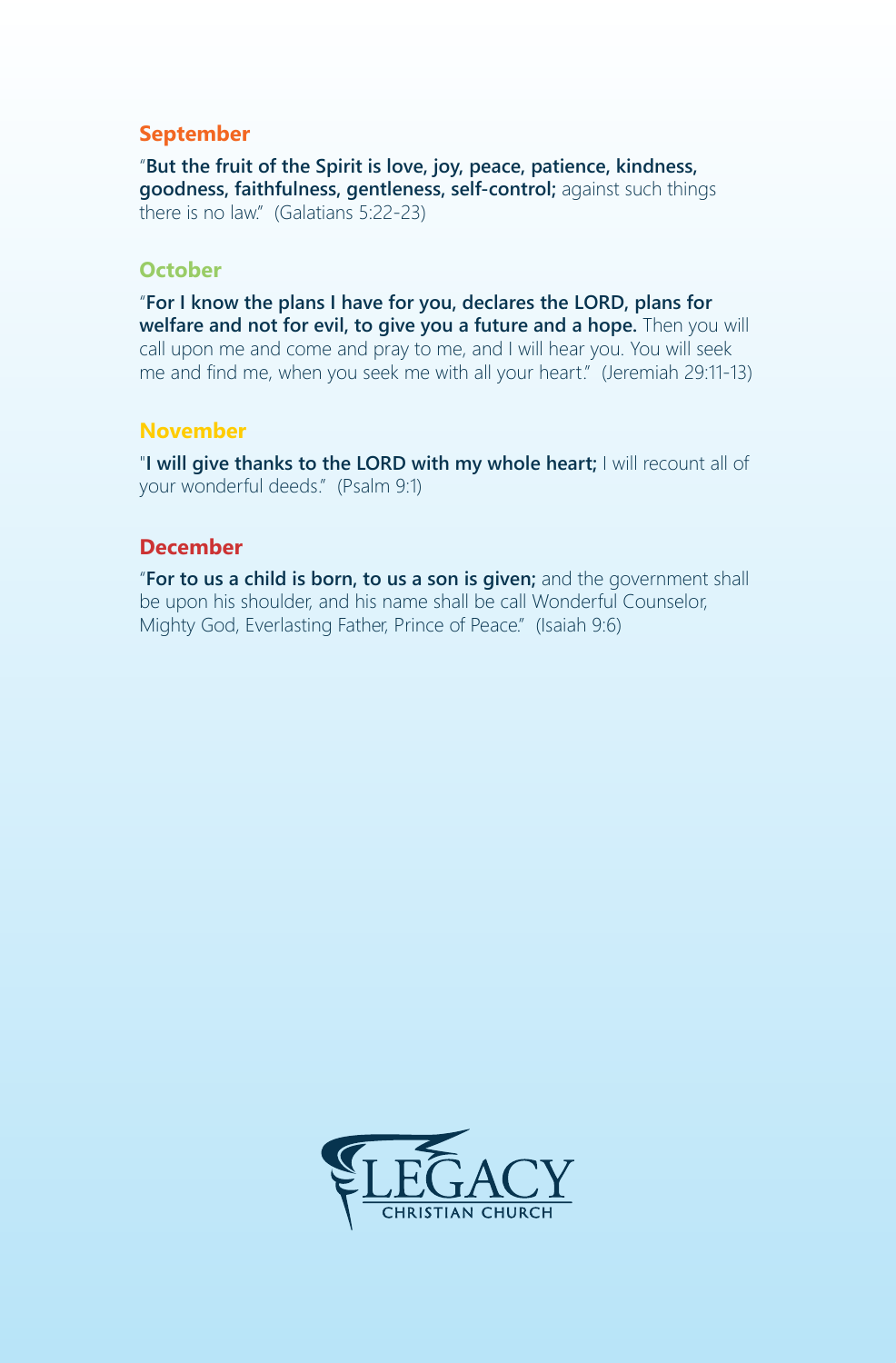## September

"**But the fruit of the Spirit is love, joy, peace, patience, kindness, goodness, faithfulness, gentleness, self-control;** against such things there is no law." (Galatians 5:22-23)

## October

"**For I know the plans I have for you, declares the LORD, plans for welfare and not for evil, to give you a future and a hope.** Then you will call upon me and come and pray to me, and I will hear you. You will seek me and find me, when you seek me with all your heart." (Jeremiah 29:11-13)

## November

"**I will give thanks to the LORD with my whole heart;** I will recount all of your wonderful deeds." (Psalm 9:1)

## December

"**For to us a child is born, to us a son is given;** and the government shall be upon his shoulder, and his name shall be call Wonderful Counselor, Mighty God, Everlasting Father, Prince of Peace." (Isaiah 9:6)

LEGACY
CHRISTIAN CHURCH